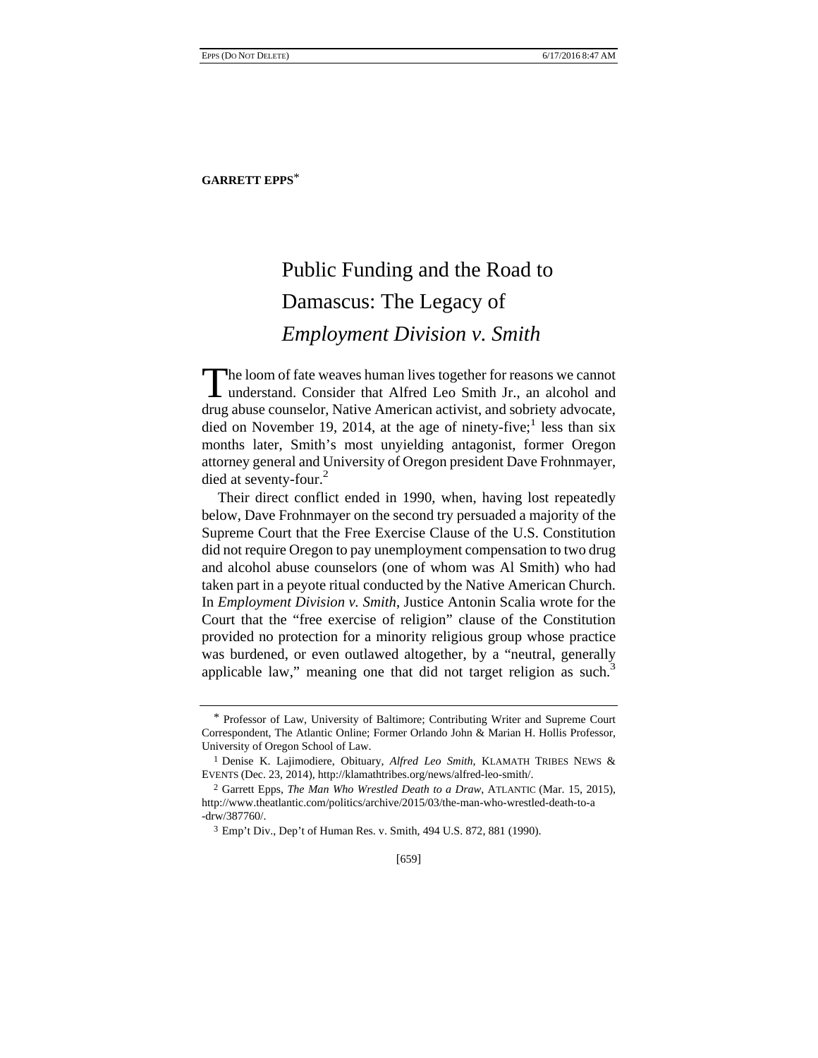**GARRETT EPPS**[*]

# Public Funding and the Road to Damascus: The Legacy of *Employment Division v. Smith*

The loom of fate weaves human lives together for reasons we cannot understand. Consider that Alfred Leo Smith Jr., an alcohol and drug abuse counselor, Native American activist, and sobriety advocate, died on November 19, 2014, at the age of ninety-five;[1] less than six months later, Smith's most unyielding antagonist, former Oregon attorney general and University of Oregon president Dave Frohnmayer, died at seventy-four.[2]

Their direct conflict ended in 1990, when, having lost repeatedly below, Dave Frohnmayer on the second try persuaded a majority of the Supreme Court that the Free Exercise Clause of the U.S. Constitution did not require Oregon to pay unemployment compensation to two drug and alcohol abuse counselors (one of whom was Al Smith) who had taken part in a peyote ritual conducted by the Native American Church. In *Employment Division v. Smith*, Justice Antonin Scalia wrote for the Court that the "free exercise of religion" clause of the Constitution provided no protection for a minority religious group whose practice was burdened, or even outlawed altogether, by a "neutral, generally applicable law," meaning one that did not target religion as such.[3]

---

[*] Professor of Law, University of Baltimore; Contributing Writer and Supreme Court Correspondent, The Atlantic Online; Former Orlando John & Marian H. Hollis Professor, University of Oregon School of Law.

[1] Denise K. Lajimodiere, Obituary, *Alfred Leo Smith*, KLAMATH TRIBES NEWS & EVENTS (Dec. 23, 2014), http://klamathtribes.org/news/alfred-leo-smith/.

[2] Garrett Epps, *The Man Who Wrestled Death to a Draw*, ATLANTIC (Mar. 15, 2015), http://www.theatlantic.com/politics/archive/2015/03/the-man-who-wrestled-death-to-a-drw/387760/.

[3] Emp't Div., Dep't of Human Res. v. Smith, 494 U.S. 872, 881 (1990).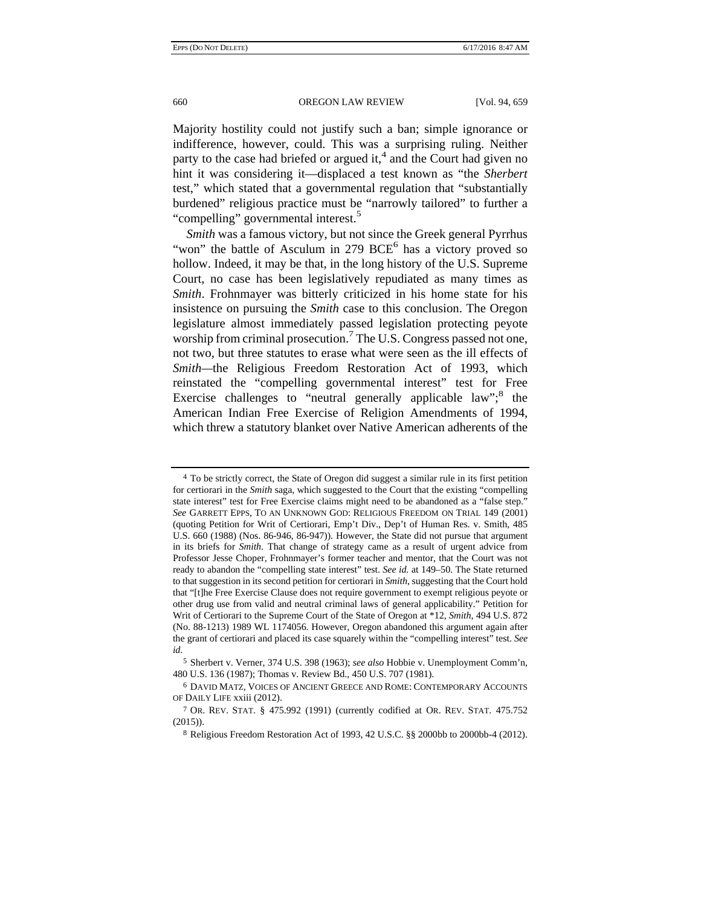Majority hostility could not justify such a ban; simple ignorance or indifference, however, could. This was a surprising ruling. Neither party to the case had briefed or argued it,[4] and the Court had given no hint it was considering it—displaced a test known as "the *Sherbert* test," which stated that a governmental regulation that "substantially burdened" religious practice must be "narrowly tailored" to further a "compelling" governmental interest.[5]

*Smith* was a famous victory, but not since the Greek general Pyrrhus "won" the battle of Asculum in 279 BCE[6] has a victory proved so hollow. Indeed, it may be that, in the long history of the U.S. Supreme Court, no case has been legislatively repudiated as many times as *Smith*. Frohnmayer was bitterly criticized in his home state for his insistence on pursuing the *Smith* case to this conclusion. The Oregon legislature almost immediately passed legislation protecting peyote worship from criminal prosecution.[7] The U.S. Congress passed not one, not two, but three statutes to erase what were seen as the ill effects of *Smith*—the Religious Freedom Restoration Act of 1993, which reinstated the "compelling governmental interest" test for Free Exercise challenges to "neutral generally applicable law";[8] the American Indian Free Exercise of Religion Amendments of 1994, which threw a statutory blanket over Native American adherents of the

---

[4] To be strictly correct, the State of Oregon did suggest a similar rule in its first petition for certiorari in the *Smith* saga, which suggested to the Court that the existing "compelling state interest" test for Free Exercise claims might need to be abandoned as a "false step." *See* GARRETT EPPS, TO AN UNKNOWN GOD: RELIGIOUS FREEDOM ON TRIAL 149 (2001) (quoting Petition for Writ of Certiorari, Emp't Div., Dep't of Human Res. v. Smith, 485 U.S. 660 (1988) (Nos. 86-946, 86-947)). However, the State did not pursue that argument in its briefs for *Smith*. That change of strategy came as a result of urgent advice from Professor Jesse Choper, Frohnmayer's former teacher and mentor, that the Court was not ready to abandon the "compelling state interest" test. *See id.* at 149–50. The State returned to that suggestion in its second petition for certiorari in *Smith*, suggesting that the Court hold that "[t]he Free Exercise Clause does not require government to exempt religious peyote or other drug use from valid and neutral criminal laws of general applicability." Petition for Writ of Certiorari to the Supreme Court of the State of Oregon at *12, *Smith*, 494 U.S. 872 (No. 88-1213) 1989 WL 1174056. However, Oregon abandoned this argument again after the grant of certiorari and placed its case squarely within the "compelling interest" test. *See id.*

[5] Sherbert v. Verner, 374 U.S. 398 (1963); *see also* Hobbie v. Unemployment Comm'n, 480 U.S. 136 (1987); Thomas v. Review Bd., 450 U.S. 707 (1981).

[6] DAVID MATZ, VOICES OF ANCIENT GREECE AND ROME: CONTEMPORARY ACCOUNTS OF DAILY LIFE xxiii (2012).

[7] OR. REV. STAT. § 475.992 (1991) (currently codified at OR. REV. STAT. 475.752 (2015)).

[8] Religious Freedom Restoration Act of 1993, 42 U.S.C. §§ 2000bb to 2000bb-4 (2012).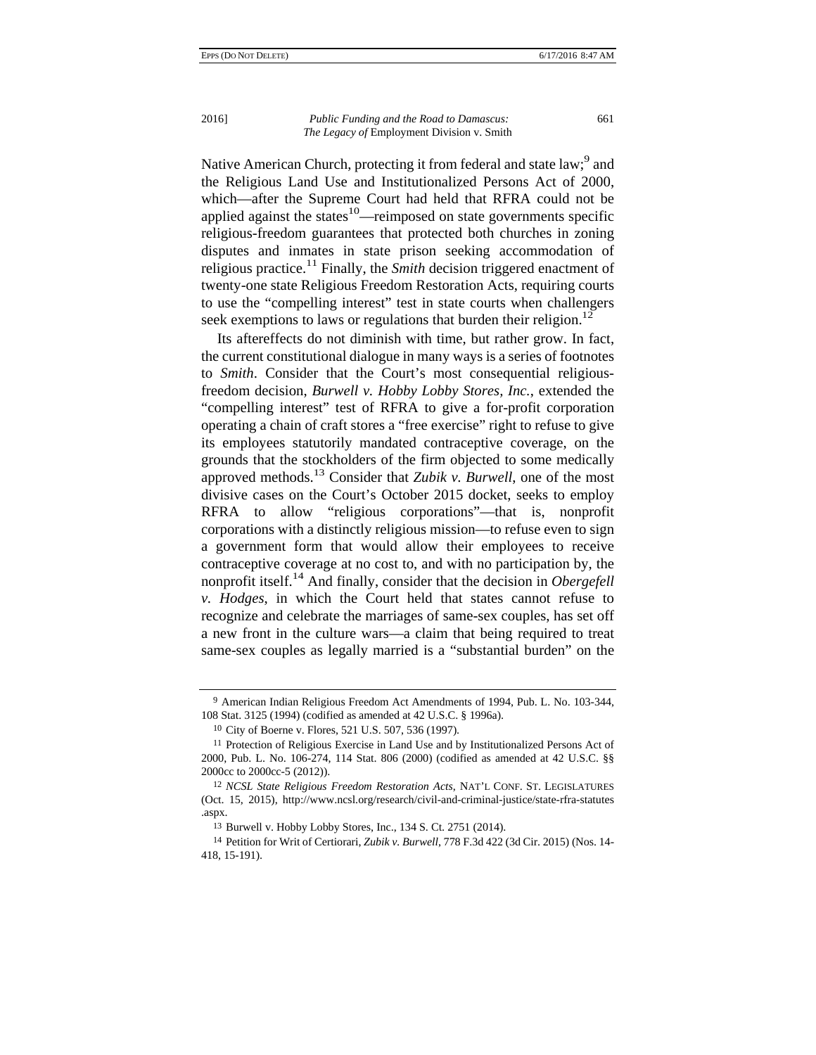Native American Church, protecting it from federal and state law;[9] and the Religious Land Use and Institutionalized Persons Act of 2000, which—after the Supreme Court had held that RFRA could not be applied against the states[10]—reimposed on state governments specific religious-freedom guarantees that protected both churches in zoning disputes and inmates in state prison seeking accommodation of religious practice.[11] Finally, the *Smith* decision triggered enactment of twenty-one state Religious Freedom Restoration Acts, requiring courts to use the "compelling interest" test in state courts when challengers seek exemptions to laws or regulations that burden their religion.[12]

Its aftereffects do not diminish with time, but rather grow. In fact, the current constitutional dialogue in many ways is a series of footnotes to *Smith*. Consider that the Court's most consequential religious-freedom decision, *Burwell v. Hobby Lobby Stores, Inc.*, extended the "compelling interest" test of RFRA to give a for-profit corporation operating a chain of craft stores a "free exercise" right to refuse to give its employees statutorily mandated contraceptive coverage, on the grounds that the stockholders of the firm objected to some medically approved methods.[13] Consider that *Zubik v. Burwell*, one of the most divisive cases on the Court's October 2015 docket, seeks to employ RFRA to allow "religious corporations"—that is, nonprofit corporations with a distinctly religious mission—to refuse even to sign a government form that would allow their employees to receive contraceptive coverage at no cost to, and with no participation by, the nonprofit itself.[14] And finally, consider that the decision in *Obergefell v. Hodges*, in which the Court held that states cannot refuse to recognize and celebrate the marriages of same-sex couples, has set off a new front in the culture wars—a claim that being required to treat same-sex couples as legally married is a "substantial burden" on the

---

9 American Indian Religious Freedom Act Amendments of 1994, Pub. L. No. 103-344, 108 Stat. 3125 (1994) (codified as amended at 42 U.S.C. § 1996a).

10 City of Boerne v. Flores, 521 U.S. 507, 536 (1997).

11 Protection of Religious Exercise in Land Use and by Institutionalized Persons Act of 2000, Pub. L. No. 106-274, 114 Stat. 806 (2000) (codified as amended at 42 U.S.C. §§ 2000cc to 2000cc-5 (2012)).

12 *NCSL State Religious Freedom Restoration Acts*, NAT'L CONF. ST. LEGISLATURES (Oct. 15, 2015), http://www.ncsl.org/research/civil-and-criminal-justice/state-rfra-statutes .aspx.

13 Burwell v. Hobby Lobby Stores, Inc., 134 S. Ct. 2751 (2014).

14 Petition for Writ of Certiorari, *Zubik v. Burwell*, 778 F.3d 422 (3d Cir. 2015) (Nos. 14-418, 15-191).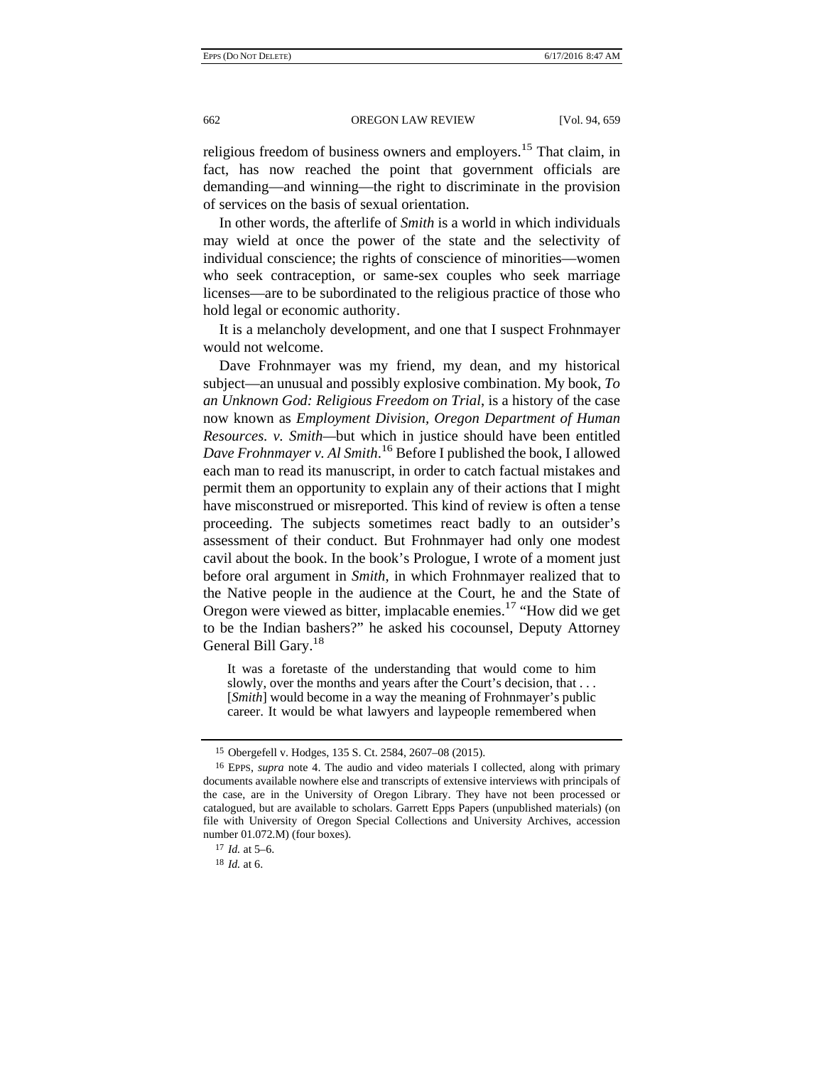religious freedom of business owners and employers.[15] That claim, in fact, has now reached the point that government officials are demanding—and winning—the right to discriminate in the provision of services on the basis of sexual orientation.

In other words, the afterlife of *Smith* is a world in which individuals may wield at once the power of the state and the selectivity of individual conscience; the rights of conscience of minorities—women who seek contraception, or same-sex couples who seek marriage licenses—are to be subordinated to the religious practice of those who hold legal or economic authority.

It is a melancholy development, and one that I suspect Frohnmayer would not welcome.

Dave Frohnmayer was my friend, my dean, and my historical subject—an unusual and possibly explosive combination. My book, *To an Unknown God: Religious Freedom on Trial*, is a history of the case now known as *Employment Division, Oregon Department of Human Resources. v. Smith*—but which in justice should have been entitled *Dave Frohnmayer v. Al Smith*.[16] Before I published the book, I allowed each man to read its manuscript, in order to catch factual mistakes and permit them an opportunity to explain any of their actions that I might have misconstrued or misreported. This kind of review is often a tense proceeding. The subjects sometimes react badly to an outsider's assessment of their conduct. But Frohnmayer had only one modest cavil about the book. In the book's Prologue, I wrote of a moment just before oral argument in *Smith*, in which Frohnmayer realized that to the Native people in the audience at the Court, he and the State of Oregon were viewed as bitter, implacable enemies.[17] "How did we get to be the Indian bashers?" he asked his cocounsel, Deputy Attorney General Bill Gary.[18]

> It was a foretaste of the understanding that would come to him slowly, over the months and years after the Court's decision, that . . . [*Smith*] would become in a way the meaning of Frohnmayer's public career. It would be what lawyers and laypeople remembered when

---

[15] Obergefell v. Hodges, 135 S. Ct. 2584, 2607–08 (2015).

[16] EPPS, *supra* note 4. The audio and video materials I collected, along with primary documents available nowhere else and transcripts of extensive interviews with principals of the case, are in the University of Oregon Library. They have not been processed or catalogued, but are available to scholars. Garrett Epps Papers (unpublished materials) (on file with University of Oregon Special Collections and University Archives, accession number 01.072.M) (four boxes).

[17] *Id.* at 5–6.

[18] *Id.* at 6.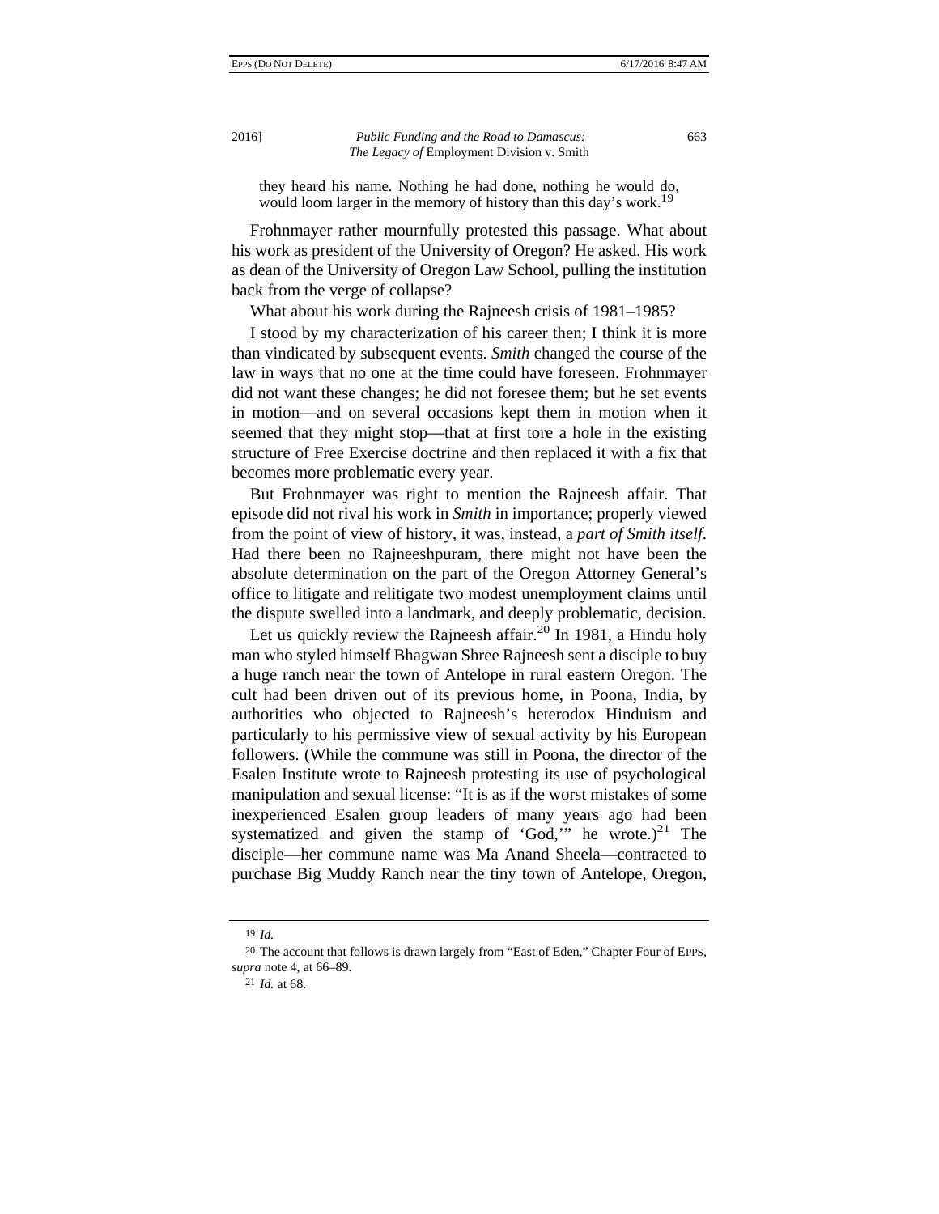> they heard his name. Nothing he had done, nothing he would do, would loom larger in the memory of history than this day's work.[19]

Frohnmayer rather mournfully protested this passage. What about his work as president of the University of Oregon? He asked. His work as dean of the University of Oregon Law School, pulling the institution back from the verge of collapse?

What about his work during the Rajneesh crisis of 1981–1985?

I stood by my characterization of his career then; I think it is more than vindicated by subsequent events. *Smith* changed the course of the law in ways that no one at the time could have foreseen. Frohnmayer did not want these changes; he did not foresee them; but he set events in motion—and on several occasions kept them in motion when it seemed that they might stop—that at first tore a hole in the existing structure of Free Exercise doctrine and then replaced it with a fix that becomes more problematic every year.

But Frohnmayer was right to mention the Rajneesh affair. That episode did not rival his work in *Smith* in importance; properly viewed from the point of view of history, it was, instead, a *part of Smith itself*. Had there been no Rajneeshpuram, there might not have been the absolute determination on the part of the Oregon Attorney General's office to litigate and relitigate two modest unemployment claims until the dispute swelled into a landmark, and deeply problematic, decision.

Let us quickly review the Rajneesh affair.[20] In 1981, a Hindu holy man who styled himself Bhagwan Shree Rajneesh sent a disciple to buy a huge ranch near the town of Antelope in rural eastern Oregon. The cult had been driven out of its previous home, in Poona, India, by authorities who objected to Rajneesh's heterodox Hinduism and particularly to his permissive view of sexual activity by his European followers. (While the commune was still in Poona, the director of the Esalen Institute wrote to Rajneesh protesting its use of psychological manipulation and sexual license: "It is as if the worst mistakes of some inexperienced Esalen group leaders of many years ago had been systematized and given the stamp of 'God,'" he wrote.)[21] The disciple—her commune name was Ma Anand Sheela—contracted to purchase Big Muddy Ranch near the tiny town of Antelope, Oregon,

---

[19] *Id.*

[20] The account that follows is drawn largely from "East of Eden," Chapter Four of EPPS, *supra* note 4, at 66–89.

[21] *Id.* at 68.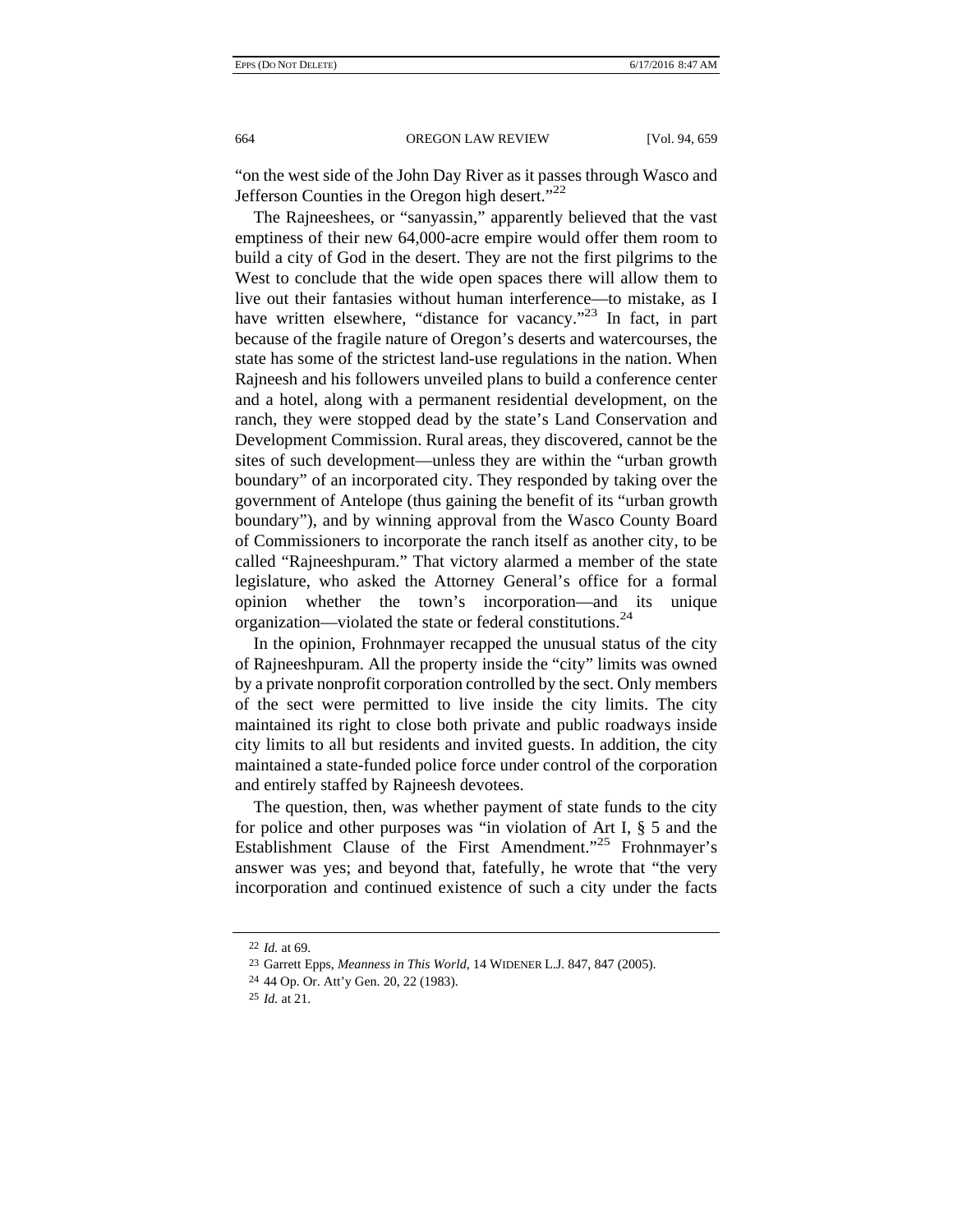"on the west side of the John Day River as it passes through Wasco and Jefferson Counties in the Oregon high desert."[22]

The Rajneeshees, or "sanyassin," apparently believed that the vast emptiness of their new 64,000-acre empire would offer them room to build a city of God in the desert. They are not the first pilgrims to the West to conclude that the wide open spaces there will allow them to live out their fantasies without human interference—to mistake, as I have written elsewhere, "distance for vacancy."[23] In fact, in part because of the fragile nature of Oregon's deserts and watercourses, the state has some of the strictest land-use regulations in the nation. When Rajneesh and his followers unveiled plans to build a conference center and a hotel, along with a permanent residential development, on the ranch, they were stopped dead by the state's Land Conservation and Development Commission. Rural areas, they discovered, cannot be the sites of such development—unless they are within the "urban growth boundary" of an incorporated city. They responded by taking over the government of Antelope (thus gaining the benefit of its "urban growth boundary"), and by winning approval from the Wasco County Board of Commissioners to incorporate the ranch itself as another city, to be called "Rajneeshpuram." That victory alarmed a member of the state legislature, who asked the Attorney General's office for a formal opinion whether the town's incorporation—and its unique organization—violated the state or federal constitutions.[24]

In the opinion, Frohnmayer recapped the unusual status of the city of Rajneeshpuram. All the property inside the "city" limits was owned by a private nonprofit corporation controlled by the sect. Only members of the sect were permitted to live inside the city limits. The city maintained its right to close both private and public roadways inside city limits to all but residents and invited guests. In addition, the city maintained a state-funded police force under control of the corporation and entirely staffed by Rajneesh devotees.

The question, then, was whether payment of state funds to the city for police and other purposes was "in violation of Art I, § 5 and the Establishment Clause of the First Amendment."[25] Frohnmayer's answer was yes; and beyond that, fatefully, he wrote that "the very incorporation and continued existence of such a city under the facts

---

[22] *Id.* at 69.

[23] Garrett Epps, *Meanness in This World*, 14 WIDENER L.J. 847, 847 (2005).

[24] 44 Op. Or. Att'y Gen. 20, 22 (1983).

[25] *Id.* at 21.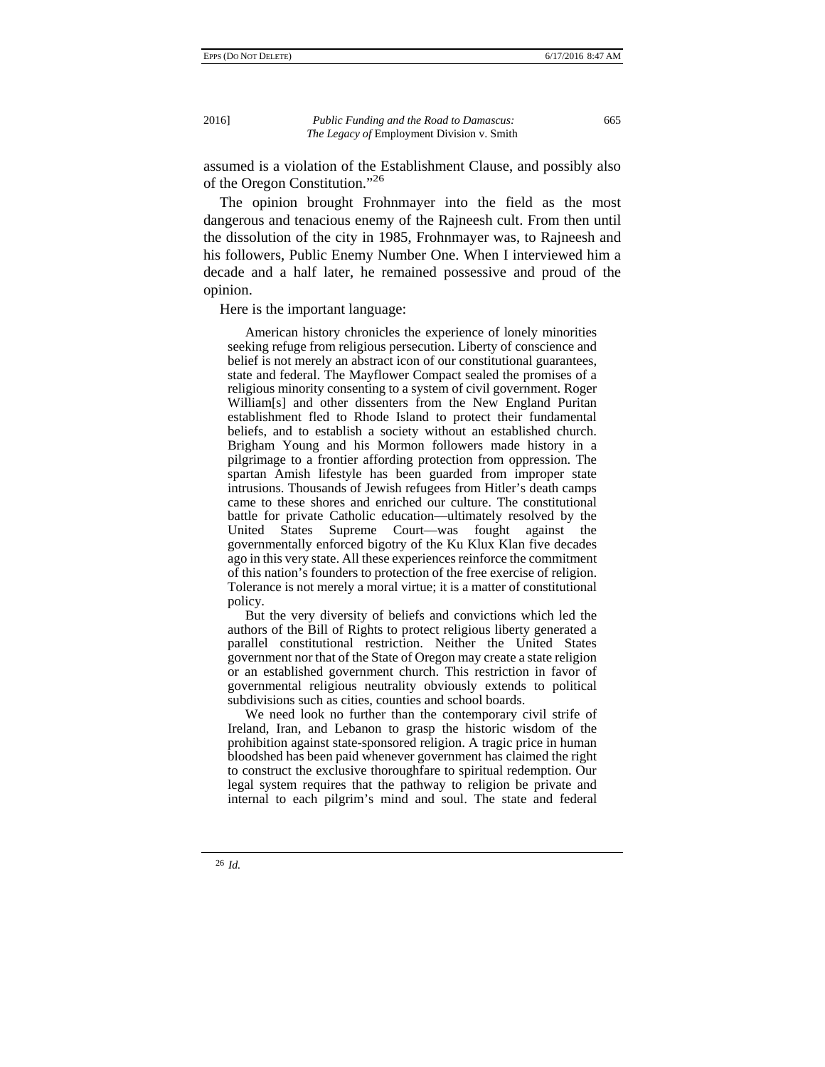assumed is a violation of the Establishment Clause, and possibly also of the Oregon Constitution."[26]

The opinion brought Frohnmayer into the field as the most dangerous and tenacious enemy of the Rajneesh cult. From then until the dissolution of the city in 1985, Frohnmayer was, to Rajneesh and his followers, Public Enemy Number One. When I interviewed him a decade and a half later, he remained possessive and proud of the opinion.

Here is the important language:

> American history chronicles the experience of lonely minorities seeking refuge from religious persecution. Liberty of conscience and belief is not merely an abstract icon of our constitutional guarantees, state and federal. The Mayflower Compact sealed the promises of a religious minority consenting to a system of civil government. Roger William[s] and other dissenters from the New England Puritan establishment fled to Rhode Island to protect their fundamental beliefs, and to establish a society without an established church. Brigham Young and his Mormon followers made history in a pilgrimage to a frontier affording protection from oppression. The spartan Amish lifestyle has been guarded from improper state intrusions. Thousands of Jewish refugees from Hitler's death camps came to these shores and enriched our culture. The constitutional battle for private Catholic education—ultimately resolved by the United States Supreme Court—was fought against the governmentally enforced bigotry of the Ku Klux Klan five decades ago in this very state. All these experiences reinforce the commitment of this nation's founders to protection of the free exercise of religion. Tolerance is not merely a moral virtue; it is a matter of constitutional policy.
>
> But the very diversity of beliefs and convictions which led the authors of the Bill of Rights to protect religious liberty generated a parallel constitutional restriction. Neither the United States government nor that of the State of Oregon may create a state religion or an established government church. This restriction in favor of governmental religious neutrality obviously extends to political subdivisions such as cities, counties and school boards.
>
> We need look no further than the contemporary civil strife of Ireland, Iran, and Lebanon to grasp the historic wisdom of the prohibition against state-sponsored religion. A tragic price in human bloodshed has been paid whenever government has claimed the right to construct the exclusive thoroughfare to spiritual redemption. Our legal system requires that the pathway to religion be private and internal to each pilgrim's mind and soul. The state and federal

[26] *Id.*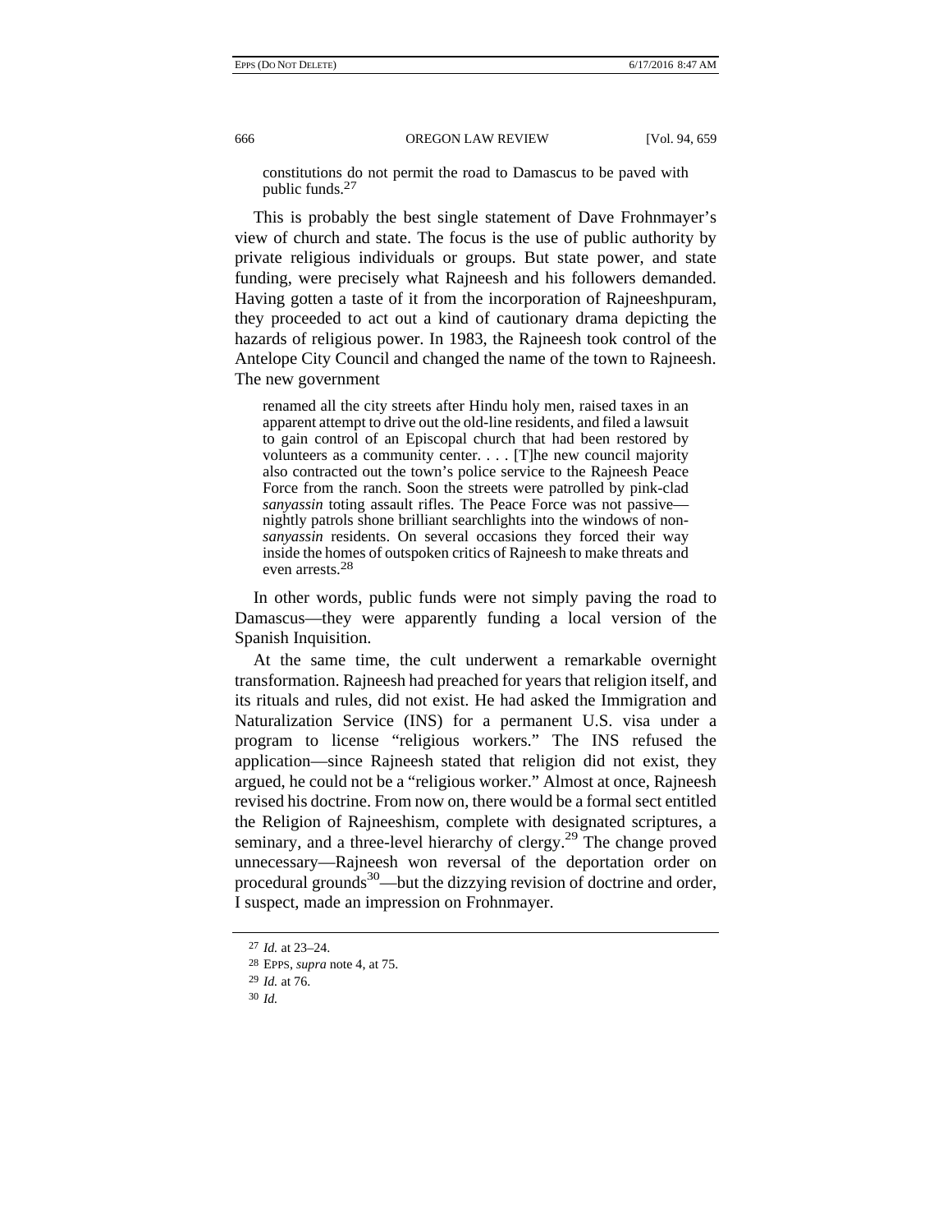> constitutions do not permit the road to Damascus to be paved with public funds.[27]

This is probably the best single statement of Dave Frohnmayer's view of church and state. The focus is the use of public authority by private religious individuals or groups. But state power, and state funding, were precisely what Rajneesh and his followers demanded. Having gotten a taste of it from the incorporation of Rajneeshpuram, they proceeded to act out a kind of cautionary drama depicting the hazards of religious power. In 1983, the Rajneesh took control of the Antelope City Council and changed the name of the town to Rajneesh. The new government

> renamed all the city streets after Hindu holy men, raised taxes in an apparent attempt to drive out the old-line residents, and filed a lawsuit to gain control of an Episcopal church that had been restored by volunteers as a community center. . . . [T]he new council majority also contracted out the town's police service to the Rajneesh Peace Force from the ranch. Soon the streets were patrolled by pink-clad *sanyassin* toting assault rifles. The Peace Force was not passive—nightly patrols shone brilliant searchlights into the windows of non-*sanyassin* residents. On several occasions they forced their way inside the homes of outspoken critics of Rajneesh to make threats and even arrests.[28]

In other words, public funds were not simply paving the road to Damascus—they were apparently funding a local version of the Spanish Inquisition.

At the same time, the cult underwent a remarkable overnight transformation. Rajneesh had preached for years that religion itself, and its rituals and rules, did not exist. He had asked the Immigration and Naturalization Service (INS) for a permanent U.S. visa under a program to license "religious workers." The INS refused the application—since Rajneesh stated that religion did not exist, they argued, he could not be a "religious worker." Almost at once, Rajneesh revised his doctrine. From now on, there would be a formal sect entitled the Religion of Rajneeshism, complete with designated scriptures, a seminary, and a three-level hierarchy of clergy.[29] The change proved unnecessary—Rajneesh won reversal of the deportation order on procedural grounds[30]—but the dizzying revision of doctrine and order, I suspect, made an impression on Frohnmayer.

---

[27] *Id.* at 23–24.

[28] EPPS, *supra* note 4, at 75.

[29] *Id.* at 76.

[30] *Id.*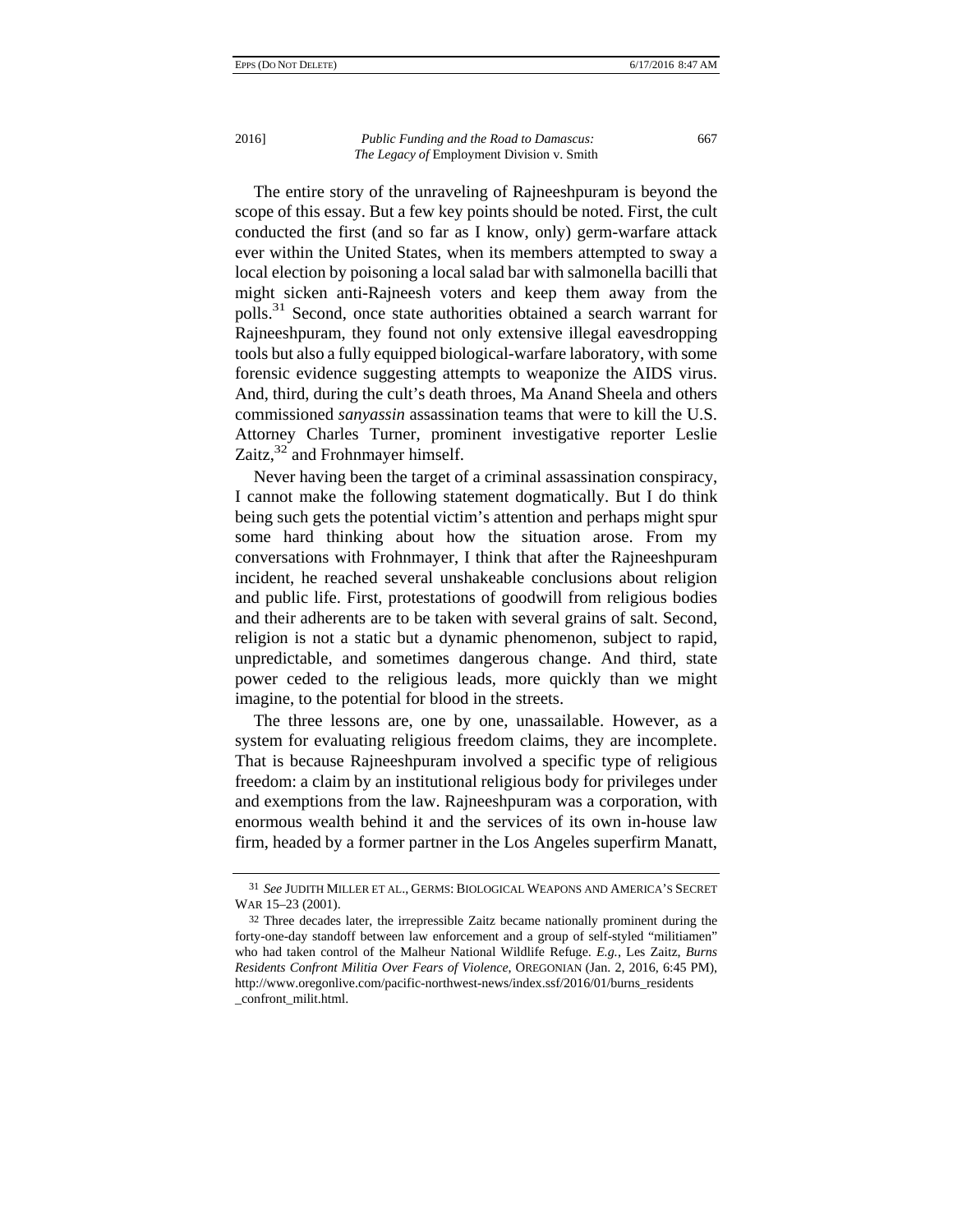The entire story of the unraveling of Rajneeshpuram is beyond the scope of this essay. But a few key points should be noted. First, the cult conducted the first (and so far as I know, only) germ-warfare attack ever within the United States, when its members attempted to sway a local election by poisoning a local salad bar with salmonella bacilli that might sicken anti-Rajneesh voters and keep them away from the polls.[31] Second, once state authorities obtained a search warrant for Rajneeshpuram, they found not only extensive illegal eavesdropping tools but also a fully equipped biological-warfare laboratory, with some forensic evidence suggesting attempts to weaponize the AIDS virus. And, third, during the cult's death throes, Ma Anand Sheela and others commissioned *sanyassin* assassination teams that were to kill the U.S. Attorney Charles Turner, prominent investigative reporter Leslie Zaitz,[32] and Frohnmayer himself.

Never having been the target of a criminal assassination conspiracy, I cannot make the following statement dogmatically. But I do think being such gets the potential victim's attention and perhaps might spur some hard thinking about how the situation arose. From my conversations with Frohnmayer, I think that after the Rajneeshpuram incident, he reached several unshakeable conclusions about religion and public life. First, protestations of goodwill from religious bodies and their adherents are to be taken with several grains of salt. Second, religion is not a static but a dynamic phenomenon, subject to rapid, unpredictable, and sometimes dangerous change. And third, state power ceded to the religious leads, more quickly than we might imagine, to the potential for blood in the streets.

The three lessons are, one by one, unassailable. However, as a system for evaluating religious freedom claims, they are incomplete. That is because Rajneeshpuram involved a specific type of religious freedom: a claim by an institutional religious body for privileges under and exemptions from the law. Rajneeshpuram was a corporation, with enormous wealth behind it and the services of its own in-house law firm, headed by a former partner in the Los Angeles superfirm Manatt,

---

31 *See* JUDITH MILLER ET AL., GERMS: BIOLOGICAL WEAPONS AND AMERICA'S SECRET WAR 15–23 (2001).

32 Three decades later, the irrepressible Zaitz became nationally prominent during the forty-one-day standoff between law enforcement and a group of self-styled "militiamen" who had taken control of the Malheur National Wildlife Refuge. *E.g.*, Les Zaitz, *Burns Residents Confront Militia Over Fears of Violence*, OREGONIAN (Jan. 2, 2016, 6:45 PM), http://www.oregonlive.com/pacific-northwest-news/index.ssf/2016/01/burns_residents_confront_milit.html.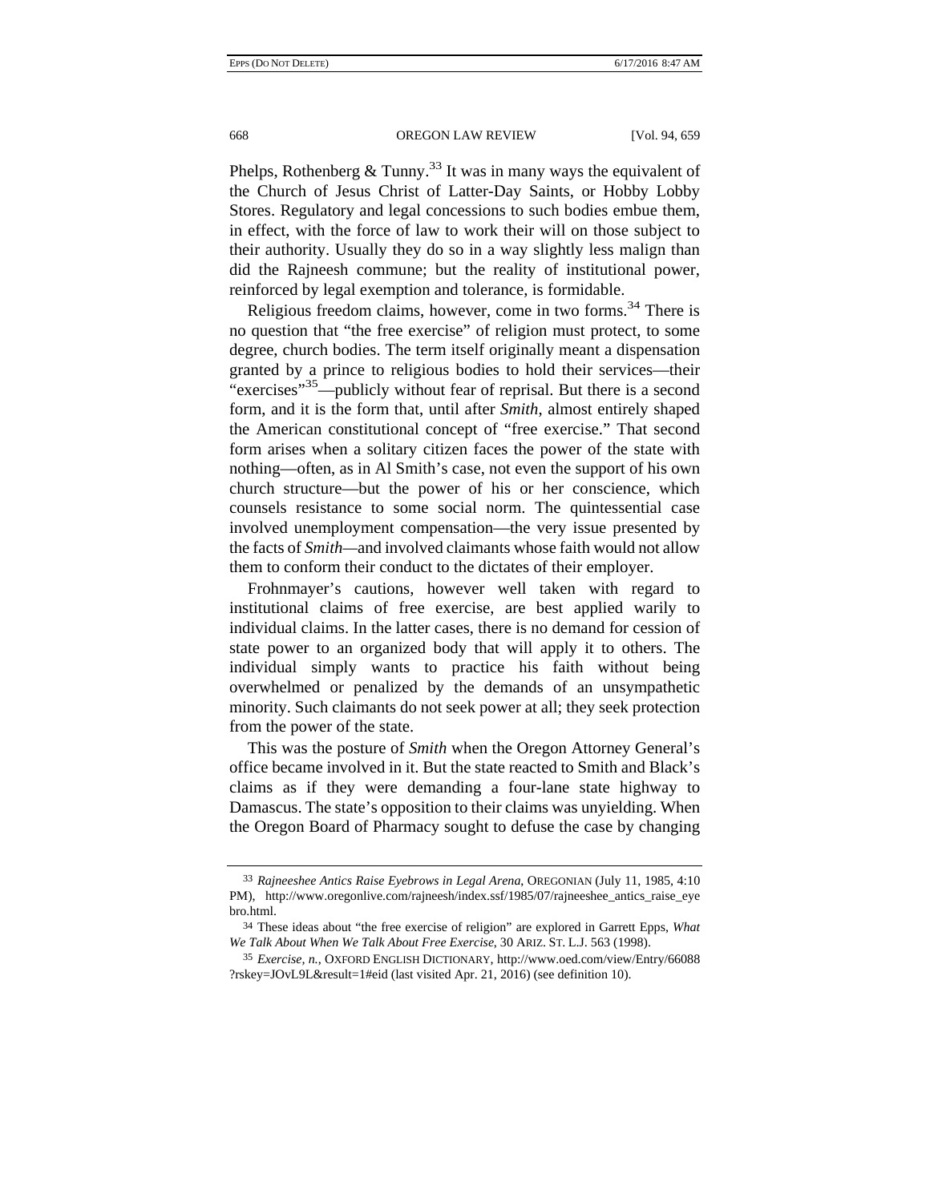Phelps, Rothenberg & Tunny.[33] It was in many ways the equivalent of the Church of Jesus Christ of Latter-Day Saints, or Hobby Lobby Stores. Regulatory and legal concessions to such bodies embue them, in effect, with the force of law to work their will on those subject to their authority. Usually they do so in a way slightly less malign than did the Rajneesh commune; but the reality of institutional power, reinforced by legal exemption and tolerance, is formidable.

Religious freedom claims, however, come in two forms.[34] There is no question that "the free exercise" of religion must protect, to some degree, church bodies. The term itself originally meant a dispensation granted by a prince to religious bodies to hold their services—their "exercises"[35]—publicly without fear of reprisal. But there is a second form, and it is the form that, until after *Smith*, almost entirely shaped the American constitutional concept of "free exercise." That second form arises when a solitary citizen faces the power of the state with nothing—often, as in Al Smith's case, not even the support of his own church structure—but the power of his or her conscience, which counsels resistance to some social norm. The quintessential case involved unemployment compensation—the very issue presented by the facts of *Smith*—and involved claimants whose faith would not allow them to conform their conduct to the dictates of their employer.

Frohnmayer's cautions, however well taken with regard to institutional claims of free exercise, are best applied warily to individual claims. In the latter cases, there is no demand for cession of state power to an organized body that will apply it to others. The individual simply wants to practice his faith without being overwhelmed or penalized by the demands of an unsympathetic minority. Such claimants do not seek power at all; they seek protection from the power of the state.

This was the posture of *Smith* when the Oregon Attorney General's office became involved in it. But the state reacted to Smith and Black's claims as if they were demanding a four-lane state highway to Damascus. The state's opposition to their claims was unyielding. When the Oregon Board of Pharmacy sought to defuse the case by changing

---

33 *Rajneeshee Antics Raise Eyebrows in Legal Arena*, OREGONIAN (July 11, 1985, 4:10 PM), http://www.oregonlive.com/rajneesh/index.ssf/1985/07/rajneeshee_antics_raise_eyebro.html.

34 These ideas about "the free exercise of religion" are explored in Garrett Epps, *What We Talk About When We Talk About Free Exercise*, 30 ARIZ. ST. L.J. 563 (1998).

35 *Exercise, n.*, OXFORD ENGLISH DICTIONARY, http://www.oed.com/view/Entry/66088?rskey=JOvL9L&result=1#eid (last visited Apr. 21, 2016) (see definition 10).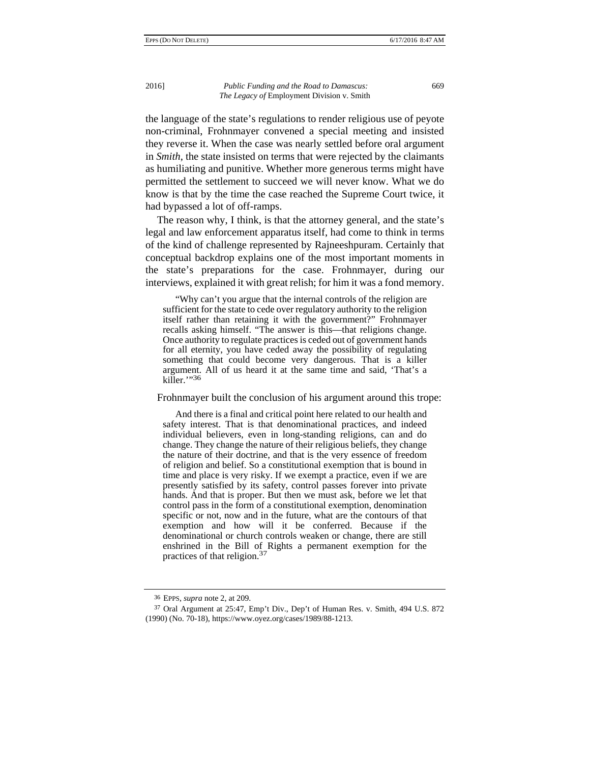the language of the state's regulations to render religious use of peyote non-criminal, Frohnmayer convened a special meeting and insisted they reverse it. When the case was nearly settled before oral argument in *Smith*, the state insisted on terms that were rejected by the claimants as humiliating and punitive. Whether more generous terms might have permitted the settlement to succeed we will never know. What we do know is that by the time the case reached the Supreme Court twice, it had bypassed a lot of off-ramps.

The reason why, I think, is that the attorney general, and the state's legal and law enforcement apparatus itself, had come to think in terms of the kind of challenge represented by Rajneeshpuram. Certainly that conceptual backdrop explains one of the most important moments in the state's preparations for the case. Frohnmayer, during our interviews, explained it with great relish; for him it was a fond memory.

> "Why can't you argue that the internal controls of the religion are sufficient for the state to cede over regulatory authority to the religion itself rather than retaining it with the government?" Frohnmayer recalls asking himself. "The answer is this—that religions change. Once authority to regulate practices is ceded out of government hands for all eternity, you have ceded away the possibility of regulating something that could become very dangerous. That is a killer argument. All of us heard it at the same time and said, 'That's a killer.'"[36]

Frohnmayer built the conclusion of his argument around this trope:

> And there is a final and critical point here related to our health and safety interest. That is that denominational practices, and indeed individual believers, even in long-standing religions, can and do change. They change the nature of their religious beliefs, they change the nature of their doctrine, and that is the very essence of freedom of religion and belief. So a constitutional exemption that is bound in time and place is very risky. If we exempt a practice, even if we are presently satisfied by its safety, control passes forever into private hands. And that is proper. But then we must ask, before we let that control pass in the form of a constitutional exemption, denomination specific or not, now and in the future, what are the contours of that exemption and how will it be conferred. Because if the denominational or church controls weaken or change, there are still enshrined in the Bill of Rights a permanent exemption for the practices of that religion.[37]

---

[36] EPPS, *supra* note 2, at 209.

[37] Oral Argument at 25:47, Emp't Div., Dep't of Human Res. v. Smith, 494 U.S. 872 (1990) (No. 70-18), https://www.oyez.org/cases/1989/88-1213.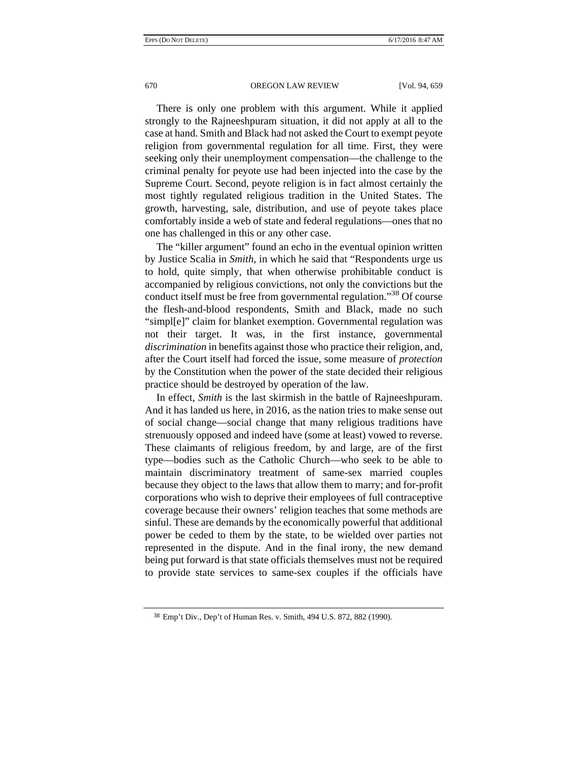There is only one problem with this argument. While it applied strongly to the Rajneeshpuram situation, it did not apply at all to the case at hand. Smith and Black had not asked the Court to exempt peyote religion from governmental regulation for all time. First, they were seeking only their unemployment compensation—the challenge to the criminal penalty for peyote use had been injected into the case by the Supreme Court. Second, peyote religion is in fact almost certainly the most tightly regulated religious tradition in the United States. The growth, harvesting, sale, distribution, and use of peyote takes place comfortably inside a web of state and federal regulations—ones that no one has challenged in this or any other case.

The "killer argument" found an echo in the eventual opinion written by Justice Scalia in *Smith*, in which he said that "Respondents urge us to hold, quite simply, that when otherwise prohibitable conduct is accompanied by religious convictions, not only the convictions but the conduct itself must be free from governmental regulation."[38] Of course the flesh-and-blood respondents, Smith and Black, made no such "simpl[e]" claim for blanket exemption. Governmental regulation was not their target. It was, in the first instance, governmental *discrimination* in benefits against those who practice their religion, and, after the Court itself had forced the issue, some measure of *protection* by the Constitution when the power of the state decided their religious practice should be destroyed by operation of the law.

In effect, *Smith* is the last skirmish in the battle of Rajneeshpuram. And it has landed us here, in 2016, as the nation tries to make sense out of social change—social change that many religious traditions have strenuously opposed and indeed have (some at least) vowed to reverse. These claimants of religious freedom, by and large, are of the first type—bodies such as the Catholic Church—who seek to be able to maintain discriminatory treatment of same-sex married couples because they object to the laws that allow them to marry; and for-profit corporations who wish to deprive their employees of full contraceptive coverage because their owners' religion teaches that some methods are sinful. These are demands by the economically powerful that additional power be ceded to them by the state, to be wielded over parties not represented in the dispute. And in the final irony, the new demand being put forward is that state officials themselves must not be required to provide state services to same-sex couples if the officials have

[38] Emp't Div., Dep't of Human Res. v. Smith, 494 U.S. 872, 882 (1990).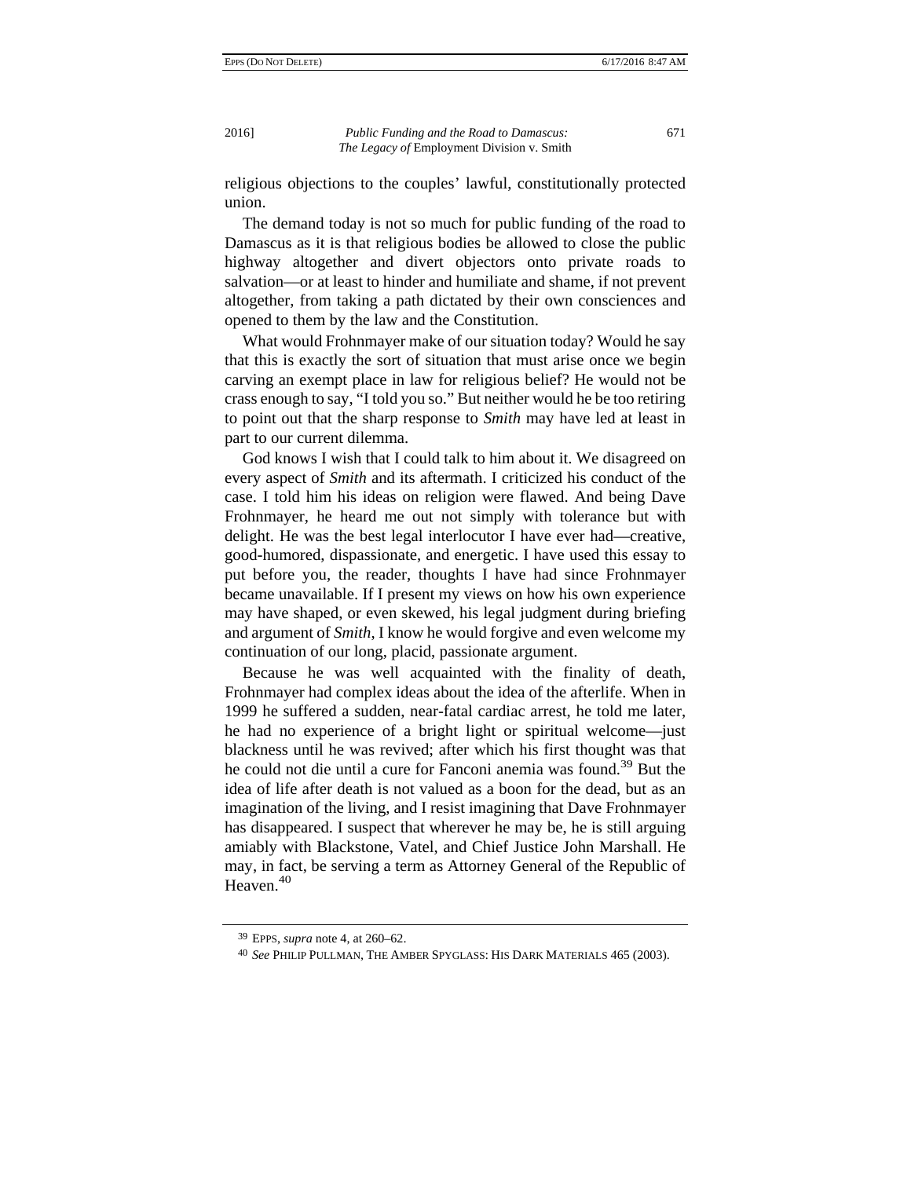religious objections to the couples' lawful, constitutionally protected union.

The demand today is not so much for public funding of the road to Damascus as it is that religious bodies be allowed to close the public highway altogether and divert objectors onto private roads to salvation—or at least to hinder and humiliate and shame, if not prevent altogether, from taking a path dictated by their own consciences and opened to them by the law and the Constitution.

What would Frohnmayer make of our situation today? Would he say that this is exactly the sort of situation that must arise once we begin carving an exempt place in law for religious belief? He would not be crass enough to say, "I told you so." But neither would he be too retiring to point out that the sharp response to *Smith* may have led at least in part to our current dilemma.

God knows I wish that I could talk to him about it. We disagreed on every aspect of *Smith* and its aftermath. I criticized his conduct of the case. I told him his ideas on religion were flawed. And being Dave Frohnmayer, he heard me out not simply with tolerance but with delight. He was the best legal interlocutor I have ever had—creative, good-humored, dispassionate, and energetic. I have used this essay to put before you, the reader, thoughts I have had since Frohnmayer became unavailable. If I present my views on how his own experience may have shaped, or even skewed, his legal judgment during briefing and argument of *Smith*, I know he would forgive and even welcome my continuation of our long, placid, passionate argument.

Because he was well acquainted with the finality of death, Frohnmayer had complex ideas about the idea of the afterlife. When in 1999 he suffered a sudden, near-fatal cardiac arrest, he told me later, he had no experience of a bright light or spiritual welcome—just blackness until he was revived; after which his first thought was that he could not die until a cure for Fanconi anemia was found.[39] But the idea of life after death is not valued as a boon for the dead, but as an imagination of the living, and I resist imagining that Dave Frohnmayer has disappeared. I suspect that wherever he may be, he is still arguing amiably with Blackstone, Vatel, and Chief Justice John Marshall. He may, in fact, be serving a term as Attorney General of the Republic of Heaven.[40]

---

[39] EPPS, *supra* note 4, at 260–62.

[40] *See* PHILIP PULLMAN, THE AMBER SPYGLASS: HIS DARK MATERIALS 465 (2003).